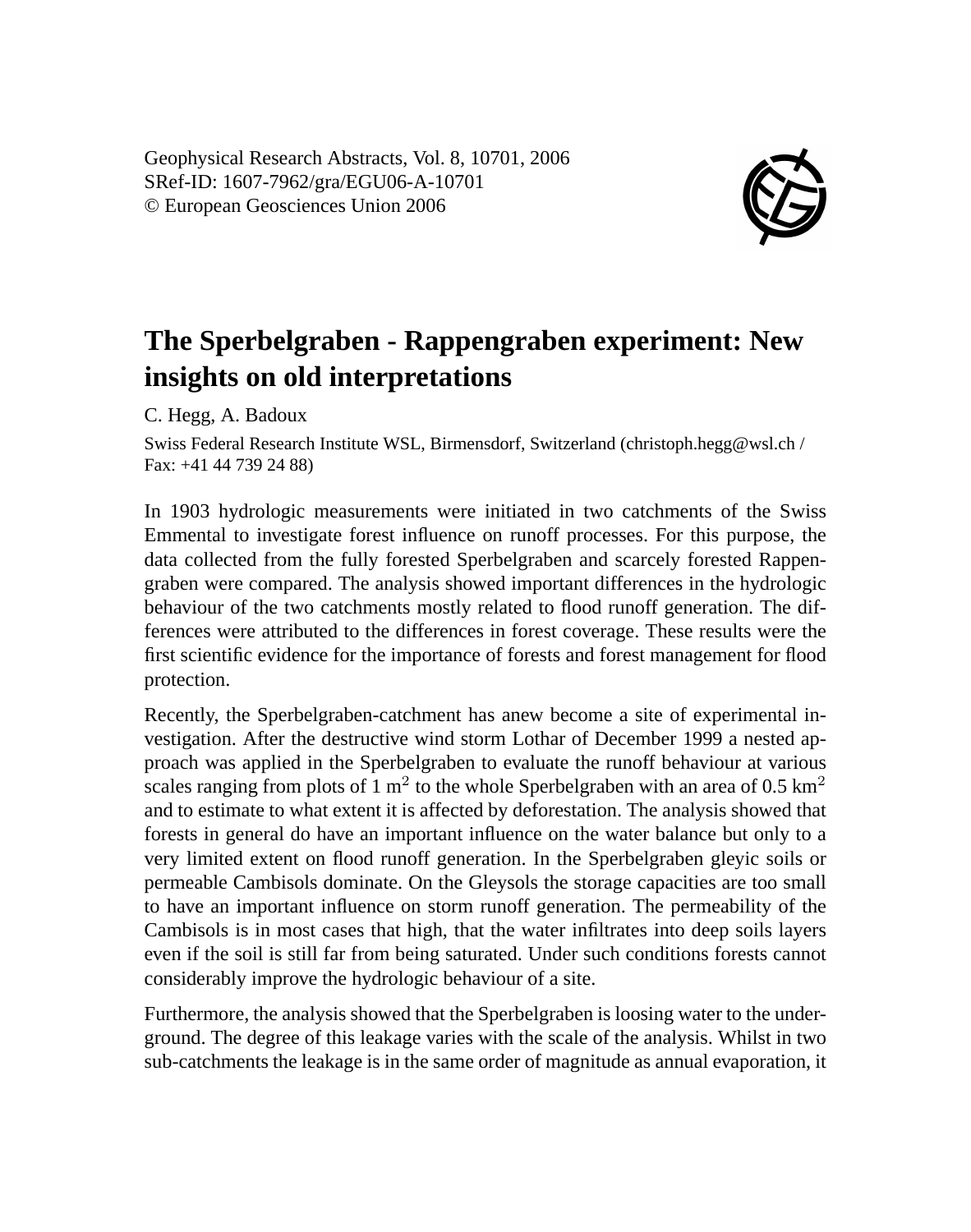Geophysical Research Abstracts, Vol. 8, 10701, 2006
SRef-ID: 1607-7962/gra/EGU06-A-10701
© European Geosciences Union 2006

# The Sperbelgraben - Rappengraben experiment: New insights on old interpretations

C. Hegg, A. Badoux

Swiss Federal Research Institute WSL, Birmensdorf, Switzerland (christoph.hegg@wsl.ch / Fax: +41 44 739 24 88)

In 1903 hydrologic measurements were initiated in two catchments of the Swiss Emmental to investigate forest influence on runoff processes. For this purpose, the data collected from the fully forested Sperbelgraben and scarcely forested Rappengraben were compared. The analysis showed important differences in the hydrologic behaviour of the two catchments mostly related to flood runoff generation. The differences were attributed to the differences in forest coverage. These results were the first scientific evidence for the importance of forests and forest management for flood protection.

Recently, the Sperbelgraben-catchment has anew become a site of experimental investigation. After the destructive wind storm Lothar of December 1999 a nested approach was applied in the Sperbelgraben to evaluate the runoff behaviour at various scales ranging from plots of 1 $m^2$ to the whole Sperbelgraben with an area of 0.5 $km^2$ and to estimate to what extent it is affected by deforestation. The analysis showed that forests in general do have an important influence on the water balance but only to a very limited extent on flood runoff generation. In the Sperbelgraben gleyic soils or permeable Cambisols dominate. On the Gleysols the storage capacities are too small to have an important influence on storm runoff generation. The permeability of the Cambisols is in most cases that high, that the water infiltrates into deep soils layers even if the soil is still far from being saturated. Under such conditions forests cannot considerably improve the hydrologic behaviour of a site.

Furthermore, the analysis showed that the Sperbelgraben is loosing water to the underground. The degree of this leakage varies with the scale of the analysis. Whilst in two sub-catchments the leakage is in the same order of magnitude as annual evaporation, it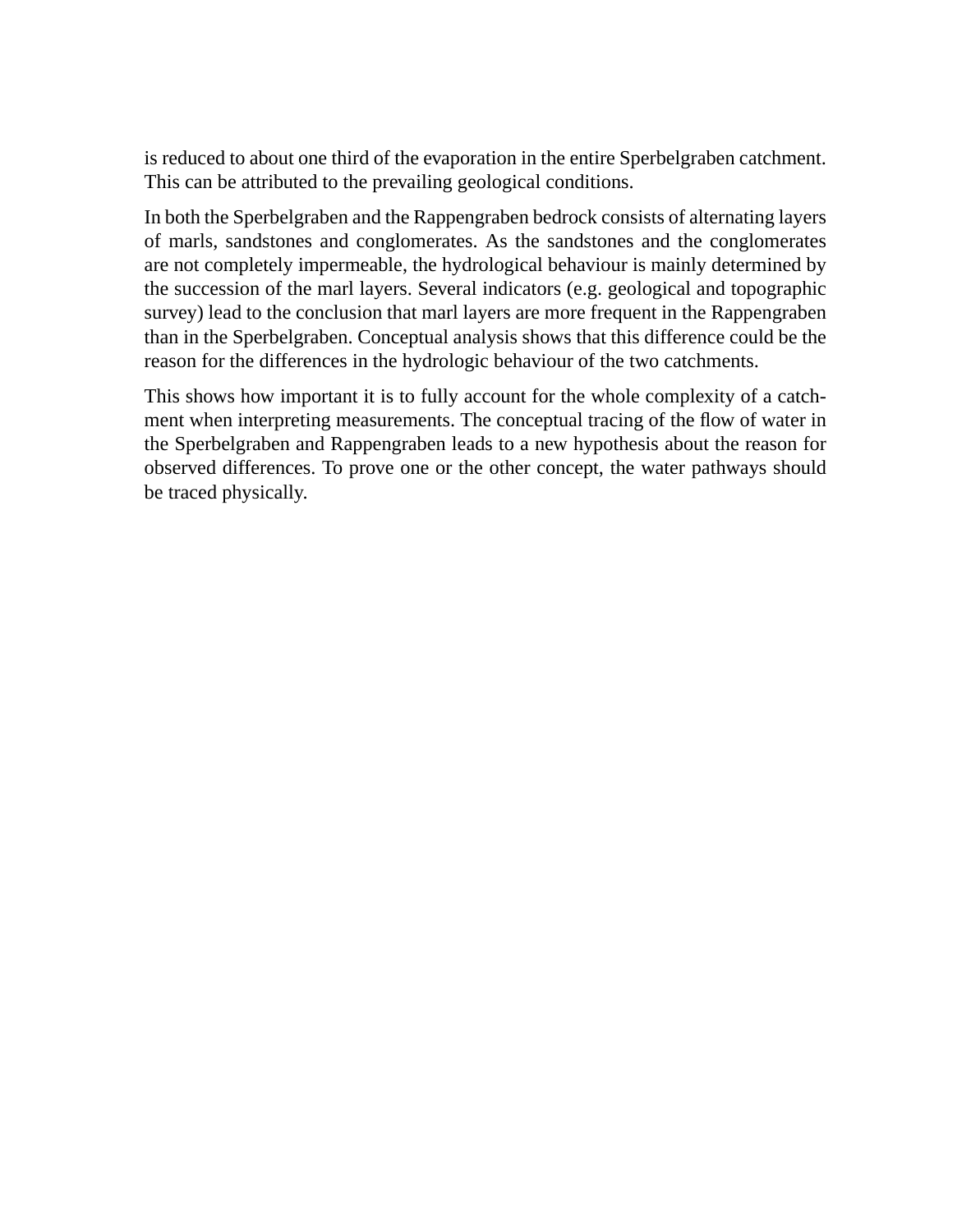is reduced to about one third of the evaporation in the entire Sperbelgraben catchment. This can be attributed to the prevailing geological conditions.

In both the Sperbelgraben and the Rappengraben bedrock consists of alternating layers of marls, sandstones and conglomerates. As the sandstones and the conglomerates are not completely impermeable, the hydrological behaviour is mainly determined by the succession of the marl layers. Several indicators (e.g. geological and topographic survey) lead to the conclusion that marl layers are more frequent in the Rappengraben than in the Sperbelgraben. Conceptual analysis shows that this difference could be the reason for the differences in the hydrologic behaviour of the two catchments.

This shows how important it is to fully account for the whole complexity of a catchment when interpreting measurements. The conceptual tracing of the flow of water in the Sperbelgraben and Rappengraben leads to a new hypothesis about the reason for observed differences. To prove one or the other concept, the water pathways should be traced physically.